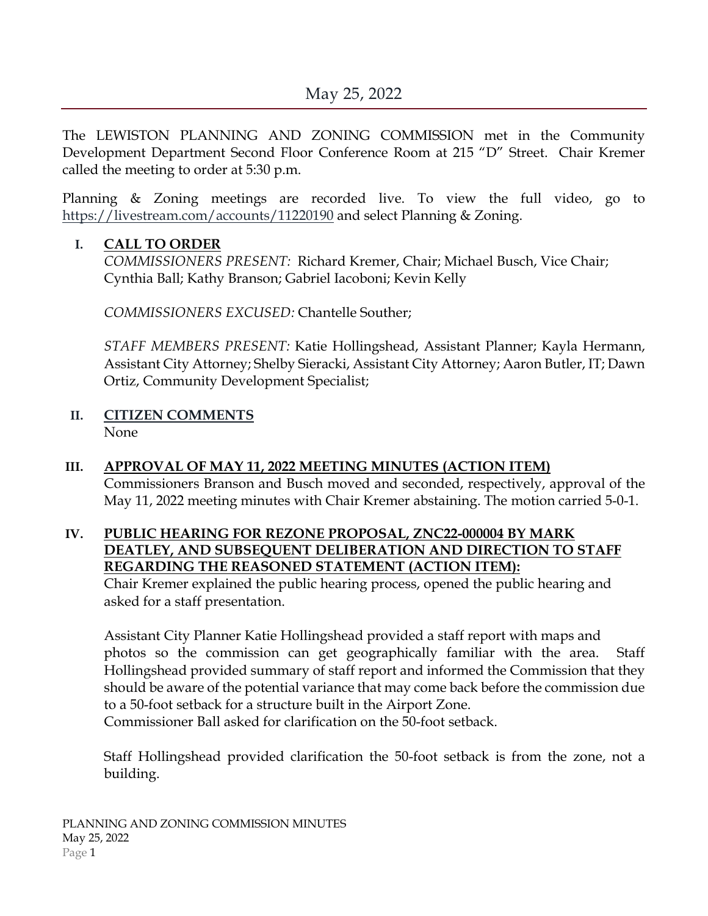# May 25, 2022

The LEWISTON PLANNING AND ZONING COMMISSION met in the Community Development Department Second Floor Conference Room at 215 "D" Street. Chair Kremer called the meeting to order at 5:30 p.m.

Planning & Zoning meetings are recorded live. To view the full video, go to https://livestream.com/accounts/11220190 and select Planning & Zoning.

## I. CALL TO ORDER

*COMMISSIONERS PRESENT:* Richard Kremer, Chair; Michael Busch, Vice Chair; Cynthia Ball; Kathy Branson; Gabriel Iacoboni; Kevin Kelly

*COMMISSIONERS EXCUSED:* Chantelle Souther;

*STAFF MEMBERS PRESENT:* Katie Hollingshead, Assistant Planner; Kayla Hermann, Assistant City Attorney; Shelby Sieracki, Assistant City Attorney; Aaron Butler, IT; Dawn Ortiz, Community Development Specialist;

## II. CITIZEN COMMENTS

None

## III. APPROVAL OF MAY 11, 2022 MEETING MINUTES (ACTION ITEM)

Commissioners Branson and Busch moved and seconded, respectively, approval of the May 11, 2022 meeting minutes with Chair Kremer abstaining. The motion carried 5-0-1.

## IV. PUBLIC HEARING FOR REZONE PROPOSAL, ZNC22-000004 BY MARK DEATLEY, AND SUBSEQUENT DELIBERATION AND DIRECTION TO STAFF REGARDING THE REASONED STATEMENT (ACTION ITEM):

Chair Kremer explained the public hearing process, opened the public hearing and asked for a staff presentation.

Assistant City Planner Katie Hollingshead provided a staff report with maps and photos so the commission can get geographically familiar with the area. Staff Hollingshead provided summary of staff report and informed the Commission that they should be aware of the potential variance that may come back before the commission due to a 50-foot setback for a structure built in the Airport Zone.
Commissioner Ball asked for clarification on the 50-foot setback.

Staff Hollingshead provided clarification the 50-foot setback is from the zone, not a building.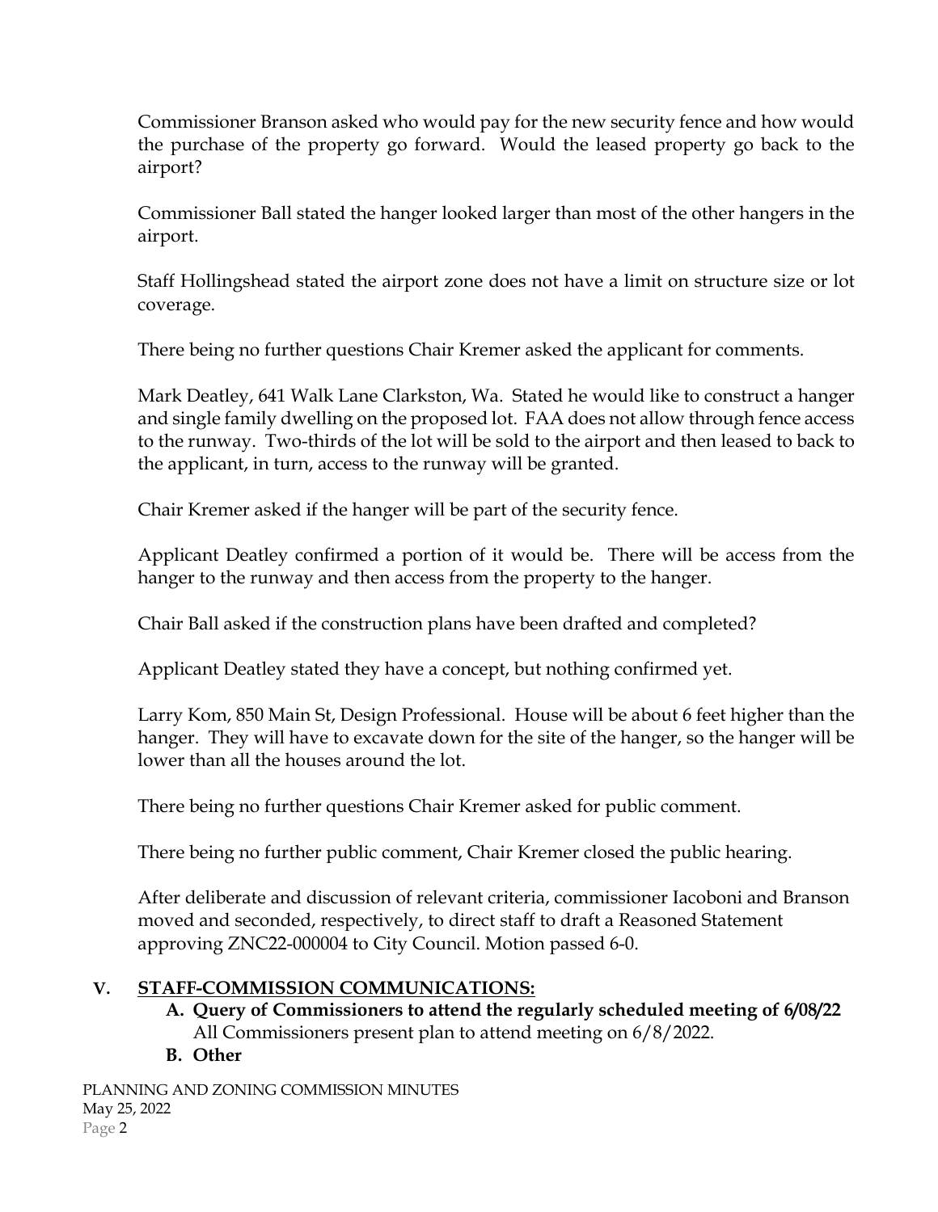Commissioner Branson asked who would pay for the new security fence and how would the purchase of the property go forward. Would the leased property go back to the airport?

Commissioner Ball stated the hanger looked larger than most of the other hangers in the airport.

Staff Hollingshead stated the airport zone does not have a limit on structure size or lot coverage.

There being no further questions Chair Kremer asked the applicant for comments.

Mark Deatley, 641 Walk Lane Clarkston, Wa. Stated he would like to construct a hanger and single family dwelling on the proposed lot. FAA does not allow through fence access to the runway. Two-thirds of the lot will be sold to the airport and then leased to back to the applicant, in turn, access to the runway will be granted.

Chair Kremer asked if the hanger will be part of the security fence.

Applicant Deatley confirmed a portion of it would be. There will be access from the hanger to the runway and then access from the property to the hanger.

Chair Ball asked if the construction plans have been drafted and completed?

Applicant Deatley stated they have a concept, but nothing confirmed yet.

Larry Kom, 850 Main St, Design Professional. House will be about 6 feet higher than the hanger. They will have to excavate down for the site of the hanger, so the hanger will be lower than all the houses around the lot.

There being no further questions Chair Kremer asked for public comment.

There being no further public comment, Chair Kremer closed the public hearing.

After deliberate and discussion of relevant criteria, commissioner Iacoboni and Branson moved and seconded, respectively, to direct staff to draft a Reasoned Statement approving ZNC22-000004 to City Council. Motion passed 6-0.

## V. STAFF-COMMISSION COMMUNICATIONS:

**A. Query of Commissioners to attend the regularly scheduled meeting of 6/08/22**
All Commissioners present plan to attend meeting on 6/8/2022.

**B. Other**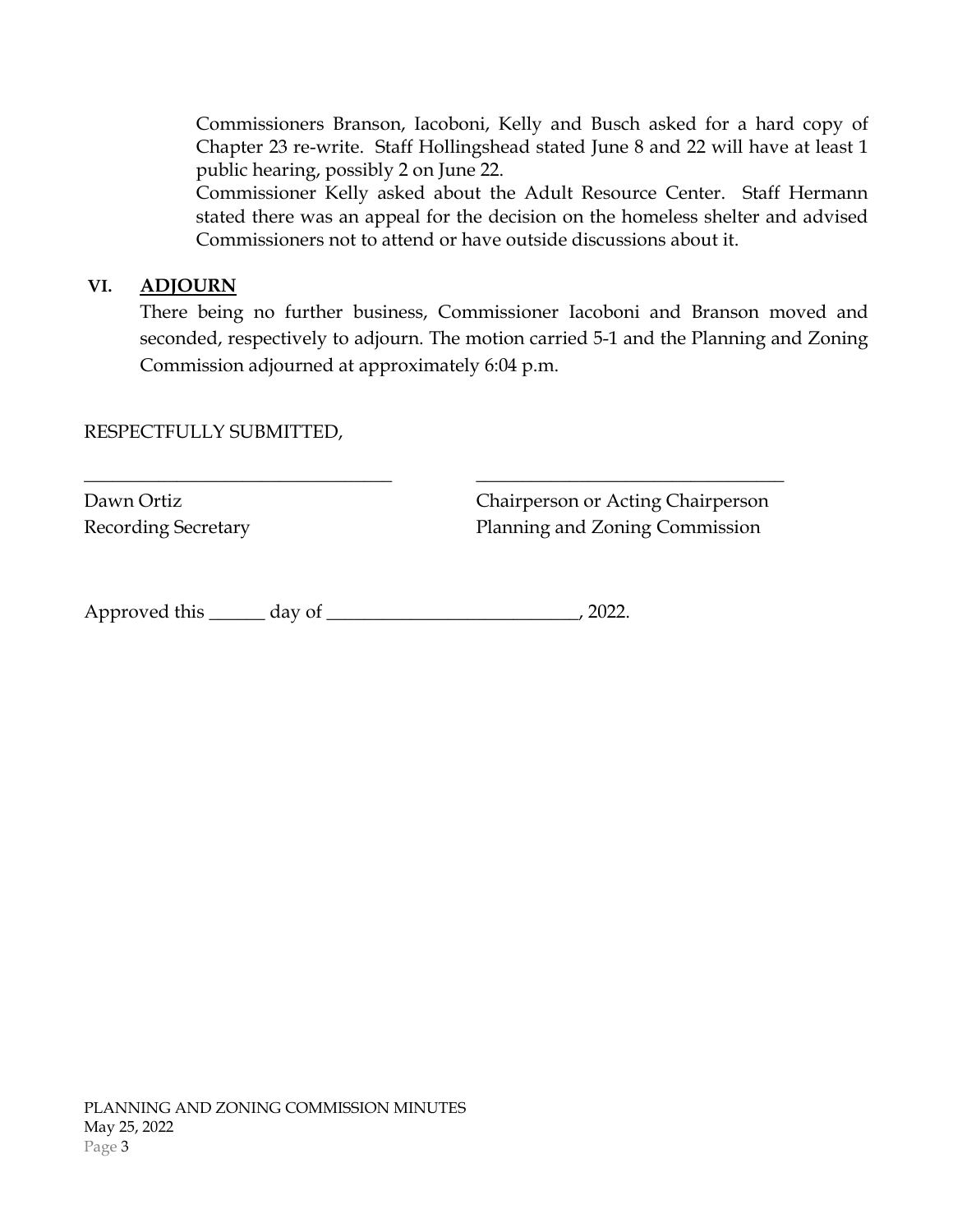Commissioners Branson, Iacoboni, Kelly and Busch asked for a hard copy of Chapter 23 re-write. Staff Hollingshead stated June 8 and 22 will have at least 1 public hearing, possibly 2 on June 22.

Commissioner Kelly asked about the Adult Resource Center. Staff Hermann stated there was an appeal for the decision on the homeless shelter and advised Commissioners not to attend or have outside discussions about it.

## VI. ADJOURN

There being no further business, Commissioner Iacoboni and Branson moved and seconded, respectively to adjourn. The motion carried 5-1 and the Planning and Zoning Commission adjourned at approximately 6:04 p.m.

RESPECTFULLY SUBMITTED,

| | |
|---|---|
| \_\_\_\_\_\_\_\_\_\_\_\_\_\_\_\_\_\_\_\_\_\_\_\_\_\_\_\_\_\_\_\_\_\_ | \_\_\_\_\_\_\_\_\_\_\_\_\_\_\_\_\_\_\_\_\_\_\_\_\_\_\_\_\_\_\_\_\_\_ |
| Dawn Ortiz | Chairperson or Acting Chairperson |
| Recording Secretary | Planning and Zoning Commission |

Approved this \_\_\_\_\_\_ day of \_\_\_\_\_\_\_\_\_\_\_\_\_\_\_\_\_\_\_\_\_\_\_\_\_\_, 2022.